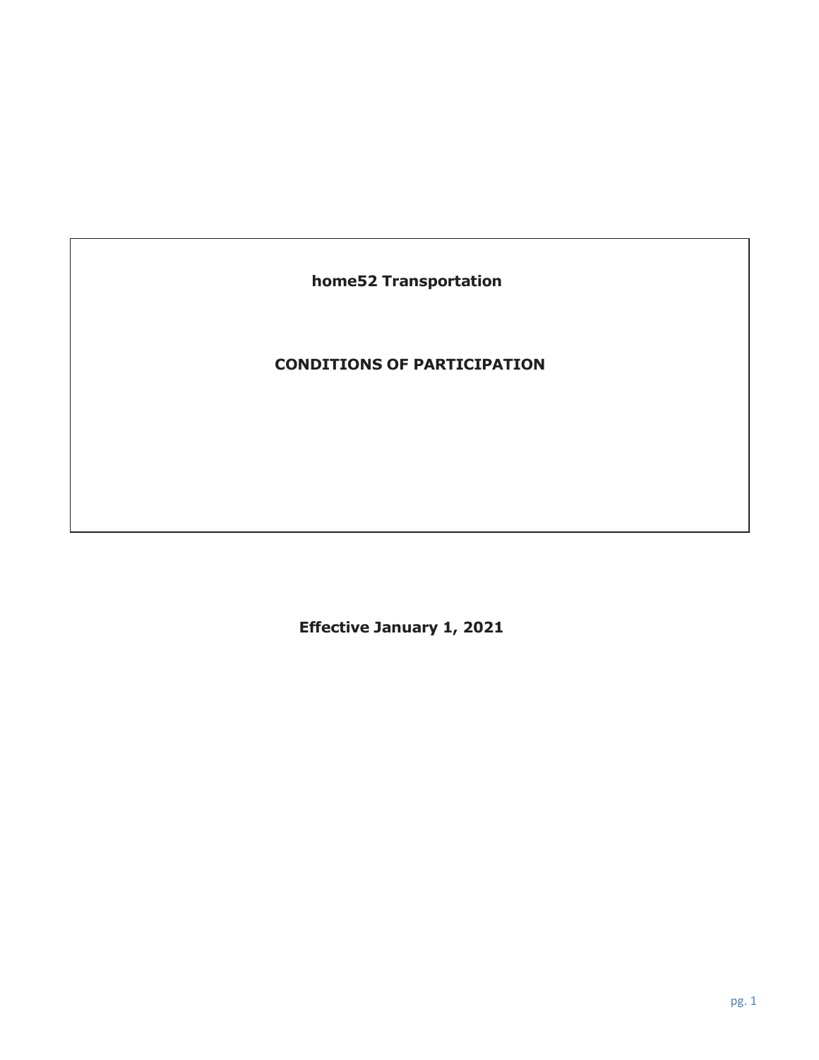# home52 Transportation

## CONDITIONS OF PARTICIPATION

**Effective January 1, 2021**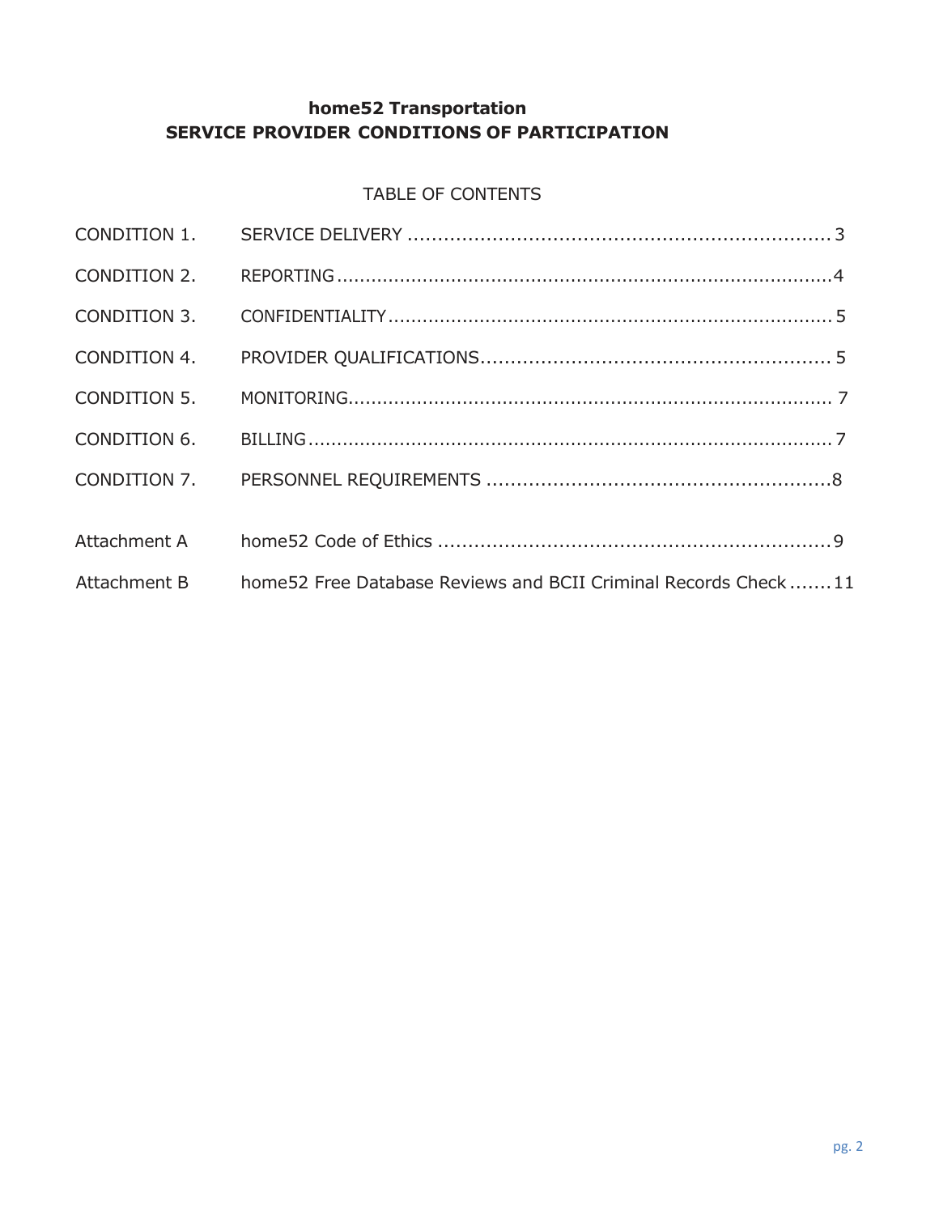# home52 Transportation
# SERVICE PROVIDER CONDITIONS OF PARTICIPATION

TABLE OF CONTENTS

| | | |
|---|---|---|
| CONDITION 1. | SERVICE DELIVERY | 3 |
| CONDITION 2. | REPORTING | 4 |
| CONDITION 3. | CONFIDENTIALITY | 5 |
| CONDITION 4. | PROVIDER QUALIFICATIONS | 5 |
| CONDITION 5. | MONITORING | 7 |
| CONDITION 6. | BILLING | 7 |
| CONDITION 7. | PERSONNEL REQUIREMENTS | 8 |
| Attachment A | home52 Code of Ethics | 9 |
| Attachment B | home52 Free Database Reviews and BCII Criminal Records Check | 11 |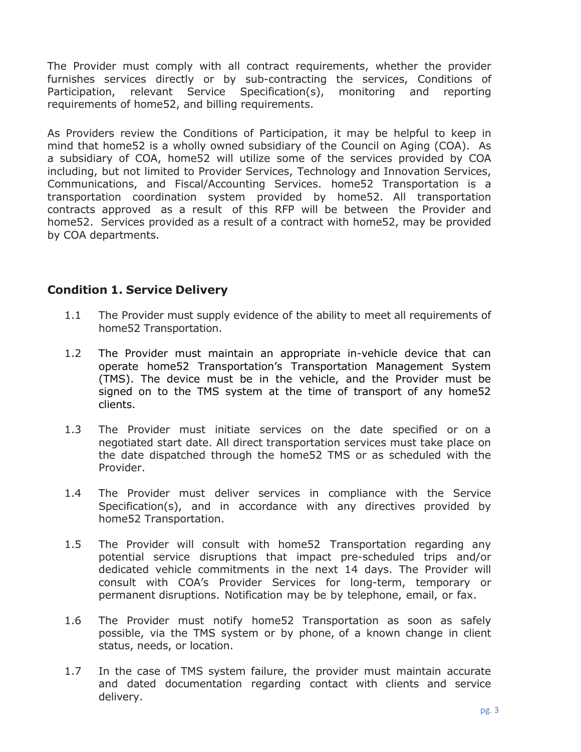The Provider must comply with all contract requirements, whether the provider furnishes services directly or by sub-contracting the services, Conditions of Participation, relevant Service Specification(s), monitoring and reporting requirements of home52, and billing requirements.

As Providers review the Conditions of Participation, it may be helpful to keep in mind that home52 is a wholly owned subsidiary of the Council on Aging (COA). As a subsidiary of COA, home52 will utilize some of the services provided by COA including, but not limited to Provider Services, Technology and Innovation Services, Communications, and Fiscal/Accounting Services. home52 Transportation is a transportation coordination system provided by home52. All transportation contracts approved as a result of this RFP will be between the Provider and home52. Services provided as a result of a contract with home52, may be provided by COA departments.

## Condition 1. Service Delivery

1.1 The Provider must supply evidence of the ability to meet all requirements of home52 Transportation.

1.2 The Provider must maintain an appropriate in-vehicle device that can operate home52 Transportation's Transportation Management System (TMS). The device must be in the vehicle, and the Provider must be signed on to the TMS system at the time of transport of any home52 clients.

1.3 The Provider must initiate services on the date specified or on a negotiated start date. All direct transportation services must take place on the date dispatched through the home52 TMS or as scheduled with the Provider.

1.4 The Provider must deliver services in compliance with the Service Specification(s), and in accordance with any directives provided by home52 Transportation.

1.5 The Provider will consult with home52 Transportation regarding any potential service disruptions that impact pre-scheduled trips and/or dedicated vehicle commitments in the next 14 days. The Provider will consult with COA's Provider Services for long-term, temporary or permanent disruptions. Notification may be by telephone, email, or fax.

1.6 The Provider must notify home52 Transportation as soon as safely possible, via the TMS system or by phone, of a known change in client status, needs, or location.

1.7 In the case of TMS system failure, the provider must maintain accurate and dated documentation regarding contact with clients and service delivery.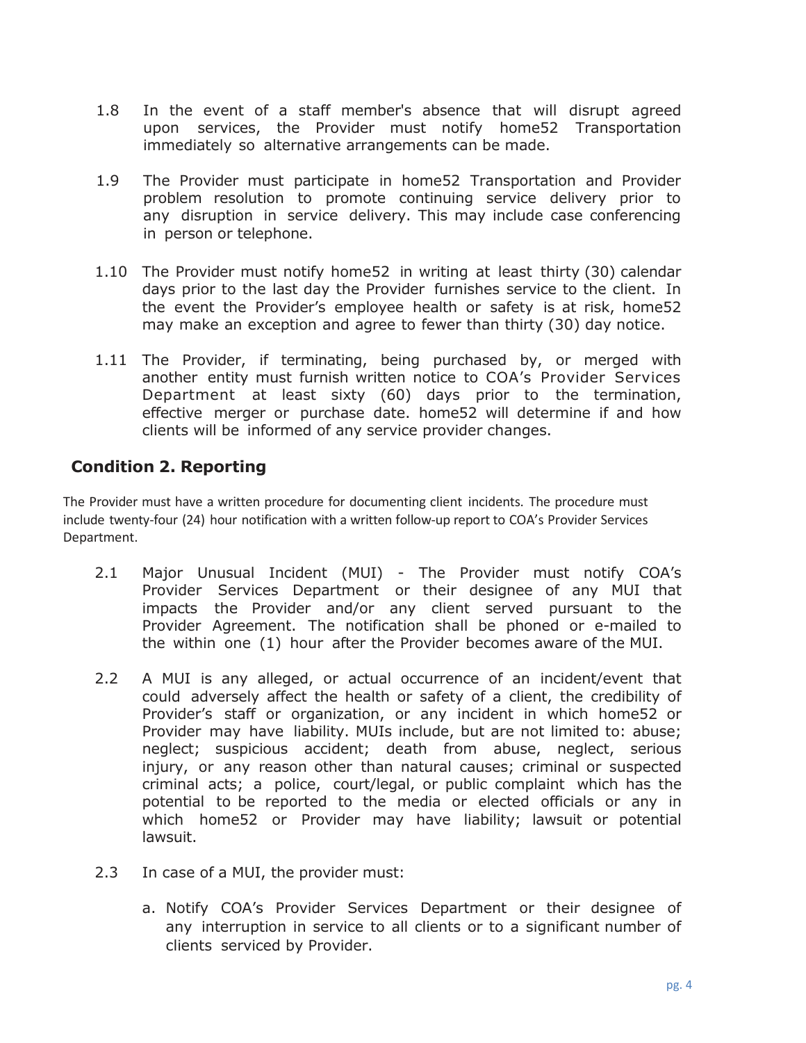1.8 In the event of a staff member's absence that will disrupt agreed upon services, the Provider must notify home52 Transportation immediately so alternative arrangements can be made.

1.9 The Provider must participate in home52 Transportation and Provider problem resolution to promote continuing service delivery prior to any disruption in service delivery. This may include case conferencing in person or telephone.

1.10 The Provider must notify home52 in writing at least thirty (30) calendar days prior to the last day the Provider furnishes service to the client. In the event the Provider's employee health or safety is at risk, home52 may make an exception and agree to fewer than thirty (30) day notice.

1.11 The Provider, if terminating, being purchased by, or merged with another entity must furnish written notice to COA's Provider Services Department at least sixty (60) days prior to the termination, effective merger or purchase date. home52 will determine if and how clients will be informed of any service provider changes.

## Condition 2. Reporting

The Provider must have a written procedure for documenting client incidents. The procedure must include twenty-four (24) hour notification with a written follow-up report to COA's Provider Services Department.

2.1 Major Unusual Incident (MUI) - The Provider must notify COA's Provider Services Department or their designee of any MUI that impacts the Provider and/or any client served pursuant to the Provider Agreement. The notification shall be phoned or e-mailed to the within one (1) hour after the Provider becomes aware of the MUI.

2.2 A MUI is any alleged, or actual occurrence of an incident/event that could adversely affect the health or safety of a client, the credibility of Provider's staff or organization, or any incident in which home52 or Provider may have liability. MUIs include, but are not limited to: abuse; neglect; suspicious accident; death from abuse, neglect, serious injury, or any reason other than natural causes; criminal or suspected criminal acts; a police, court/legal, or public complaint which has the potential to be reported to the media or elected officials or any in which home52 or Provider may have liability; lawsuit or potential lawsuit.

2.3 In case of a MUI, the provider must:

a. Notify COA's Provider Services Department or their designee of any interruption in service to all clients or to a significant number of clients serviced by Provider.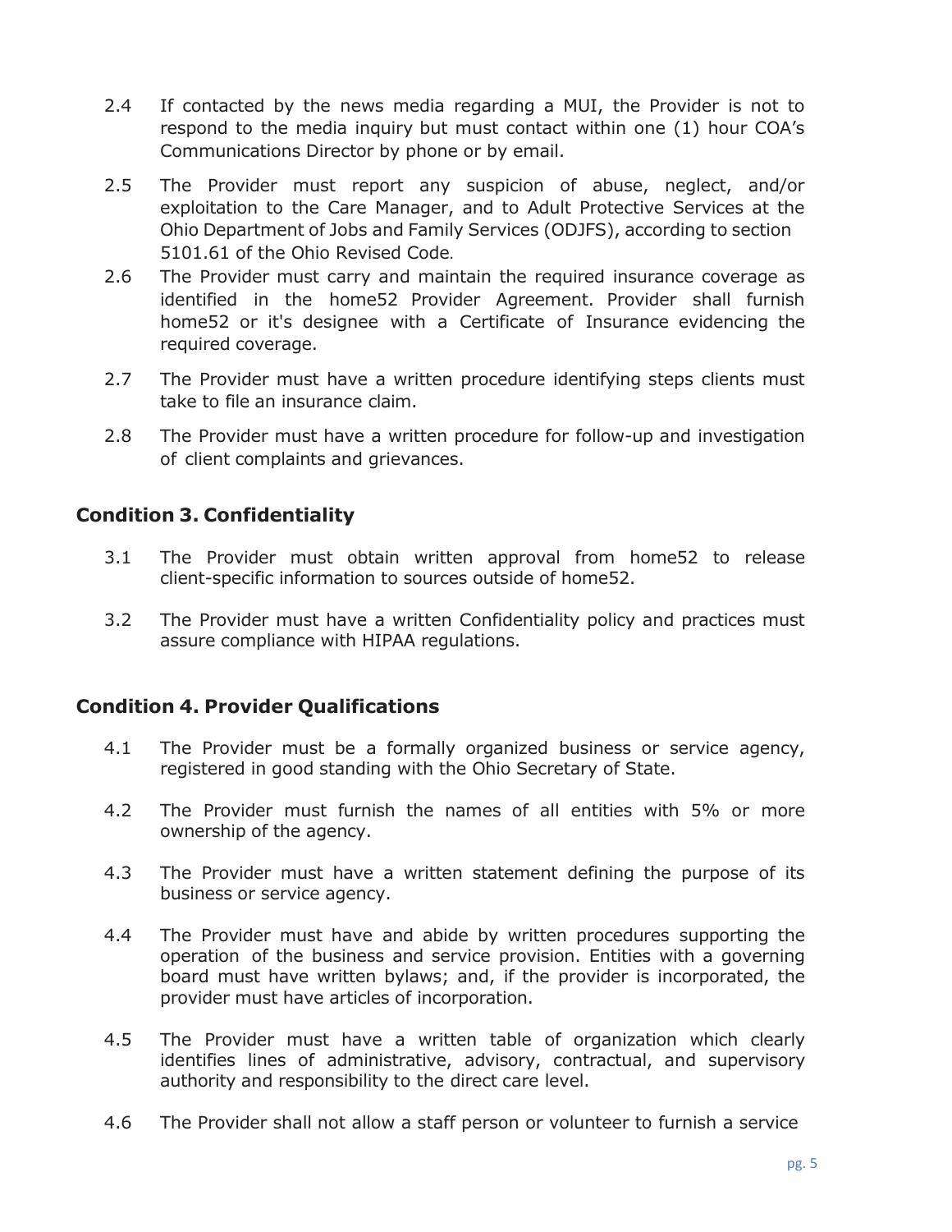2.4 If contacted by the news media regarding a MUI, the Provider is not to respond to the media inquiry but must contact within one (1) hour COA's Communications Director by phone or by email.

2.5 The Provider must report any suspicion of abuse, neglect, and/or exploitation to the Care Manager, and to Adult Protective Services at the Ohio Department of Jobs and Family Services (ODJFS), according to section 5101.61 of the Ohio Revised Code.

2.6 The Provider must carry and maintain the required insurance coverage as identified in the home52 Provider Agreement. Provider shall furnish home52 or it's designee with a Certificate of Insurance evidencing the required coverage.

2.7 The Provider must have a written procedure identifying steps clients must take to file an insurance claim.

2.8 The Provider must have a written procedure for follow-up and investigation of client complaints and grievances.

## Condition 3. Confidentiality

3.1 The Provider must obtain written approval from home52 to release client-specific information to sources outside of home52.

3.2 The Provider must have a written Confidentiality policy and practices must assure compliance with HIPAA regulations.

## Condition 4. Provider Qualifications

4.1 The Provider must be a formally organized business or service agency, registered in good standing with the Ohio Secretary of State.

4.2 The Provider must furnish the names of all entities with 5% or more ownership of the agency.

4.3 The Provider must have a written statement defining the purpose of its business or service agency.

4.4 The Provider must have and abide by written procedures supporting the operation of the business and service provision. Entities with a governing board must have written bylaws; and, if the provider is incorporated, the provider must have articles of incorporation.

4.5 The Provider must have a written table of organization which clearly identifies lines of administrative, advisory, contractual, and supervisory authority and responsibility to the direct care level.

4.6 The Provider shall not allow a staff person or volunteer to furnish a service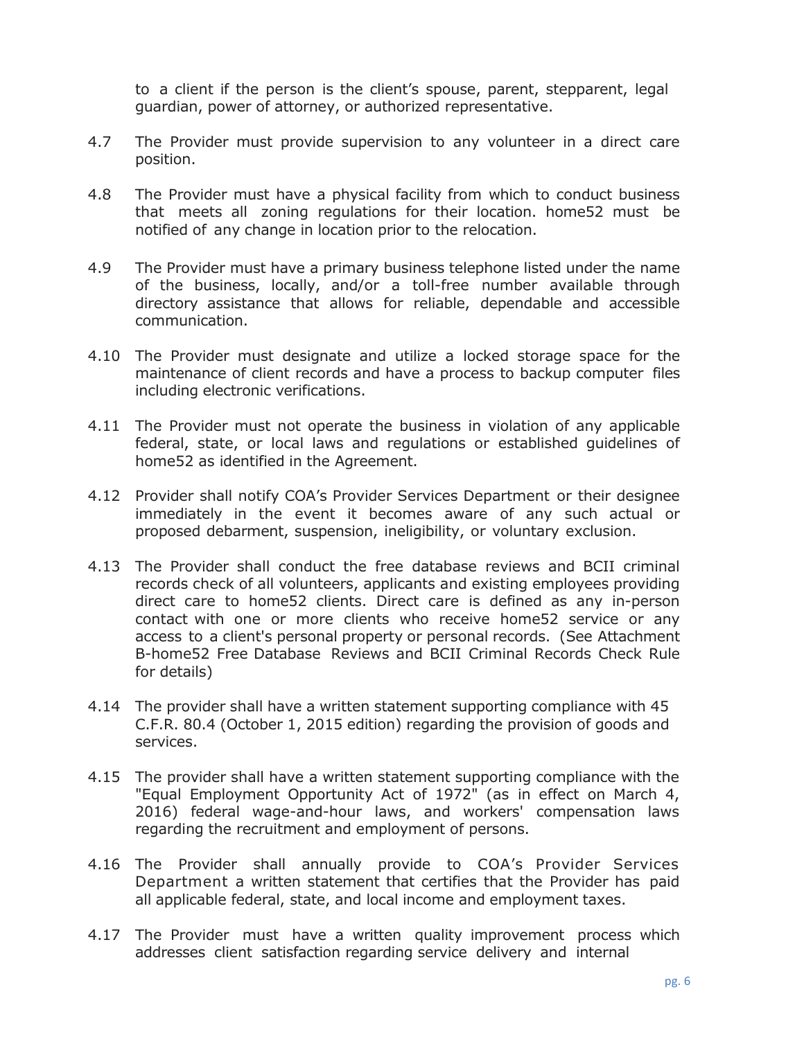to a client if the person is the client's spouse, parent, stepparent, legal guardian, power of attorney, or authorized representative.

4.7 The Provider must provide supervision to any volunteer in a direct care position.

4.8 The Provider must have a physical facility from which to conduct business that meets all zoning regulations for their location. home52 must be notified of any change in location prior to the relocation.

4.9 The Provider must have a primary business telephone listed under the name of the business, locally, and/or a toll-free number available through directory assistance that allows for reliable, dependable and accessible communication.

4.10 The Provider must designate and utilize a locked storage space for the maintenance of client records and have a process to backup computer files including electronic verifications.

4.11 The Provider must not operate the business in violation of any applicable federal, state, or local laws and regulations or established guidelines of home52 as identified in the Agreement.

4.12 Provider shall notify COA's Provider Services Department or their designee immediately in the event it becomes aware of any such actual or proposed debarment, suspension, ineligibility, or voluntary exclusion.

4.13 The Provider shall conduct the free database reviews and BCII criminal records check of all volunteers, applicants and existing employees providing direct care to home52 clients. Direct care is defined as any in-person contact with one or more clients who receive home52 service or any access to a client's personal property or personal records. (See Attachment B-home52 Free Database Reviews and BCII Criminal Records Check Rule for details)

4.14 The provider shall have a written statement supporting compliance with 45 C.F.R. 80.4 (October 1, 2015 edition) regarding the provision of goods and services.

4.15 The provider shall have a written statement supporting compliance with the "Equal Employment Opportunity Act of 1972" (as in effect on March 4, 2016) federal wage-and-hour laws, and workers' compensation laws regarding the recruitment and employment of persons.

4.16 The Provider shall annually provide to COA's Provider Services Department a written statement that certifies that the Provider has paid all applicable federal, state, and local income and employment taxes.

4.17 The Provider must have a written quality improvement process which addresses client satisfaction regarding service delivery and internal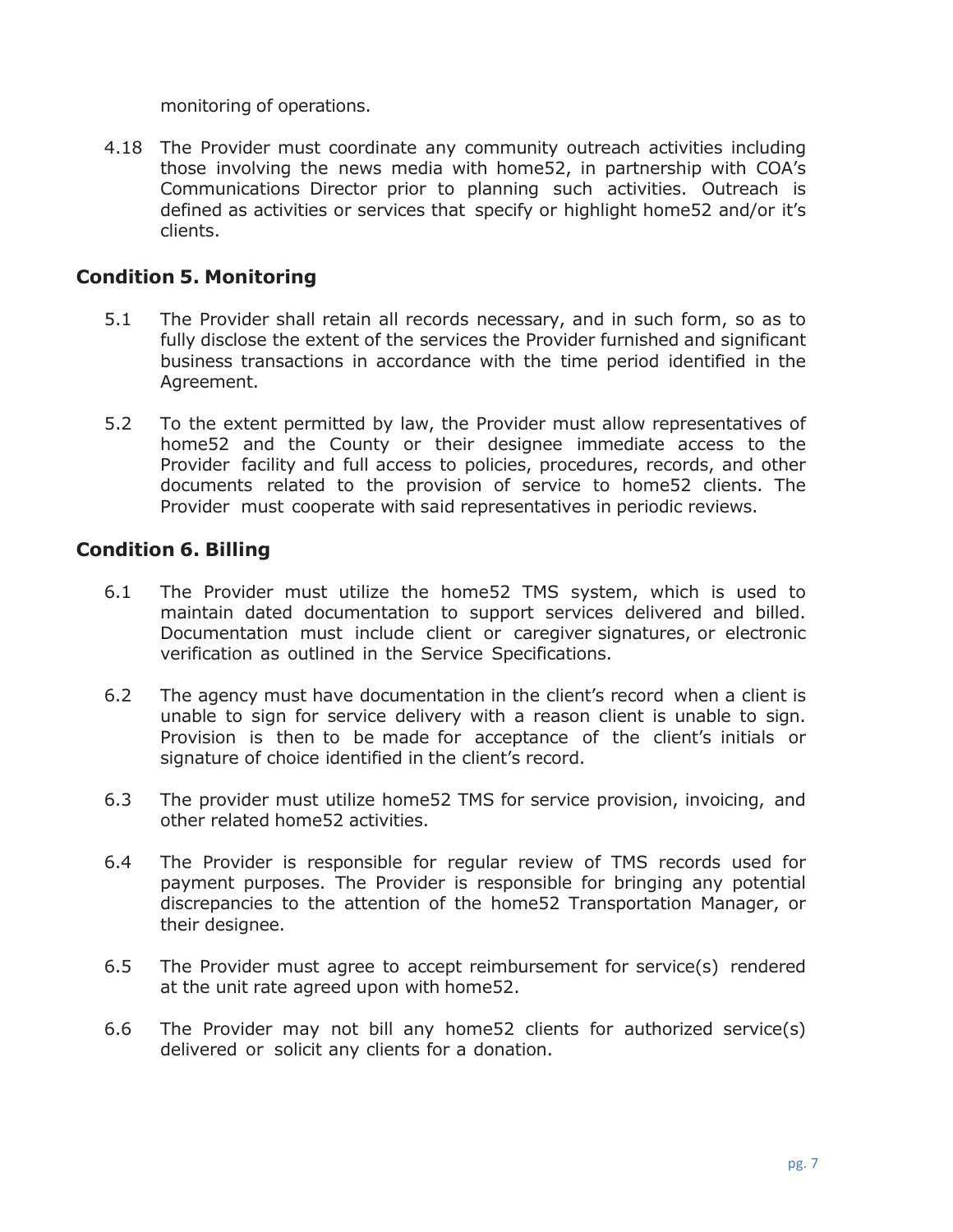monitoring of operations.

4.18 The Provider must coordinate any community outreach activities including those involving the news media with home52, in partnership with COA's Communications Director prior to planning such activities. Outreach is defined as activities or services that specify or highlight home52 and/or it's clients.

## Condition 5. Monitoring

5.1 The Provider shall retain all records necessary, and in such form, so as to fully disclose the extent of the services the Provider furnished and significant business transactions in accordance with the time period identified in the Agreement.

5.2 To the extent permitted by law, the Provider must allow representatives of home52 and the County or their designee immediate access to the Provider facility and full access to policies, procedures, records, and other documents related to the provision of service to home52 clients. The Provider must cooperate with said representatives in periodic reviews.

## Condition 6. Billing

6.1 The Provider must utilize the home52 TMS system, which is used to maintain dated documentation to support services delivered and billed. Documentation must include client or caregiver signatures, or electronic verification as outlined in the Service Specifications.

6.2 The agency must have documentation in the client's record when a client is unable to sign for service delivery with a reason client is unable to sign. Provision is then to be made for acceptance of the client's initials or signature of choice identified in the client's record.

6.3 The provider must utilize home52 TMS for service provision, invoicing, and other related home52 activities.

6.4 The Provider is responsible for regular review of TMS records used for payment purposes. The Provider is responsible for bringing any potential discrepancies to the attention of the home52 Transportation Manager, or their designee.

6.5 The Provider must agree to accept reimbursement for service(s) rendered at the unit rate agreed upon with home52.

6.6 The Provider may not bill any home52 clients for authorized service(s) delivered or solicit any clients for a donation.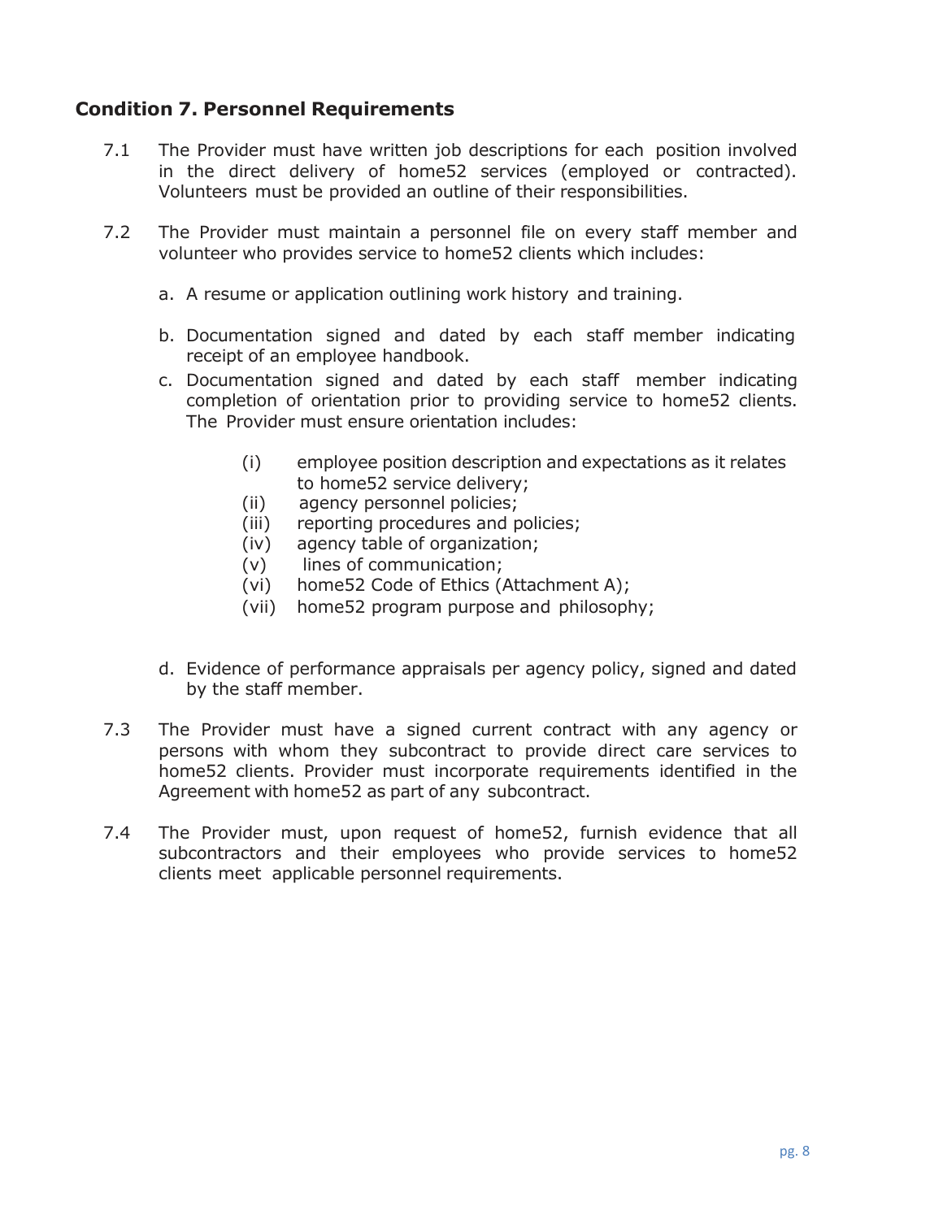## Condition 7. Personnel Requirements

7.1 The Provider must have written job descriptions for each position involved in the direct delivery of home52 services (employed or contracted). Volunteers must be provided an outline of their responsibilities.

7.2 The Provider must maintain a personnel file on every staff member and volunteer who provides service to home52 clients which includes:

a. A resume or application outlining work history and training.

b. Documentation signed and dated by each staff member indicating receipt of an employee handbook.

c. Documentation signed and dated by each staff member indicating completion of orientation prior to providing service to home52 clients. The Provider must ensure orientation includes:

   (i) employee position description and expectations as it relates to home52 service delivery;
   (ii) agency personnel policies;
   (iii) reporting procedures and policies;
   (iv) agency table of organization;
   (v) lines of communication;
   (vi) home52 Code of Ethics (Attachment A);
   (vii) home52 program purpose and philosophy;

d. Evidence of performance appraisals per agency policy, signed and dated by the staff member.

7.3 The Provider must have a signed current contract with any agency or persons with whom they subcontract to provide direct care services to home52 clients. Provider must incorporate requirements identified in the Agreement with home52 as part of any subcontract.

7.4 The Provider must, upon request of home52, furnish evidence that all subcontractors and their employees who provide services to home52 clients meet applicable personnel requirements.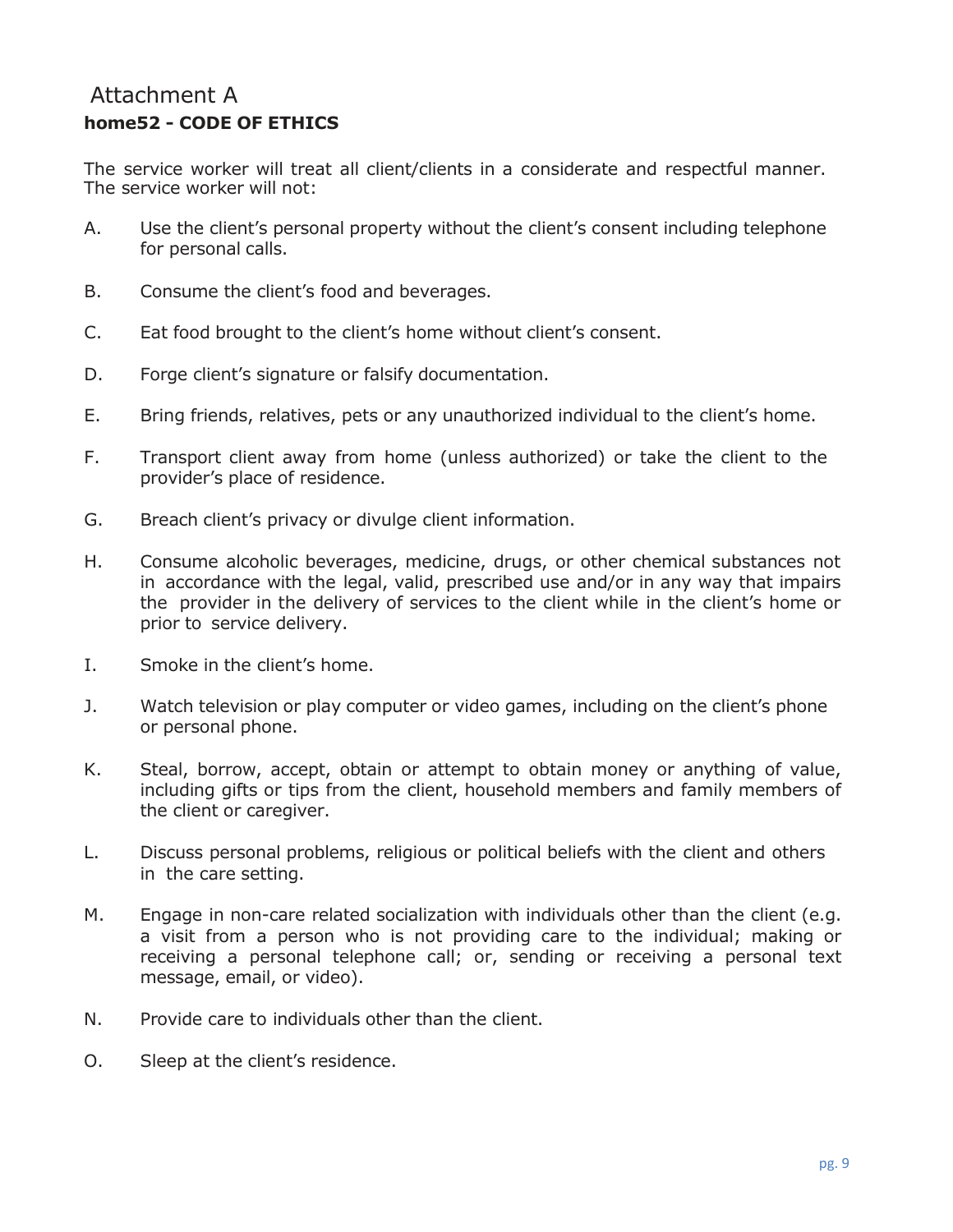# Attachment A

## home52 - CODE OF ETHICS

The service worker will treat all client/clients in a considerate and respectful manner. The service worker will not:

A. Use the client's personal property without the client's consent including telephone for personal calls.

B. Consume the client's food and beverages.

C. Eat food brought to the client's home without client's consent.

D. Forge client's signature or falsify documentation.

E. Bring friends, relatives, pets or any unauthorized individual to the client's home.

F. Transport client away from home (unless authorized) or take the client to the provider's place of residence.

G. Breach client's privacy or divulge client information.

H. Consume alcoholic beverages, medicine, drugs, or other chemical substances not in accordance with the legal, valid, prescribed use and/or in any way that impairs the provider in the delivery of services to the client while in the client's home or prior to service delivery.

I. Smoke in the client's home.

J. Watch television or play computer or video games, including on the client's phone or personal phone.

K. Steal, borrow, accept, obtain or attempt to obtain money or anything of value, including gifts or tips from the client, household members and family members of the client or caregiver.

L. Discuss personal problems, religious or political beliefs with the client and others in the care setting.

M. Engage in non-care related socialization with individuals other than the client (e.g. a visit from a person who is not providing care to the individual; making or receiving a personal telephone call; or, sending or receiving a personal text message, email, or video).

N. Provide care to individuals other than the client.

O. Sleep at the client's residence.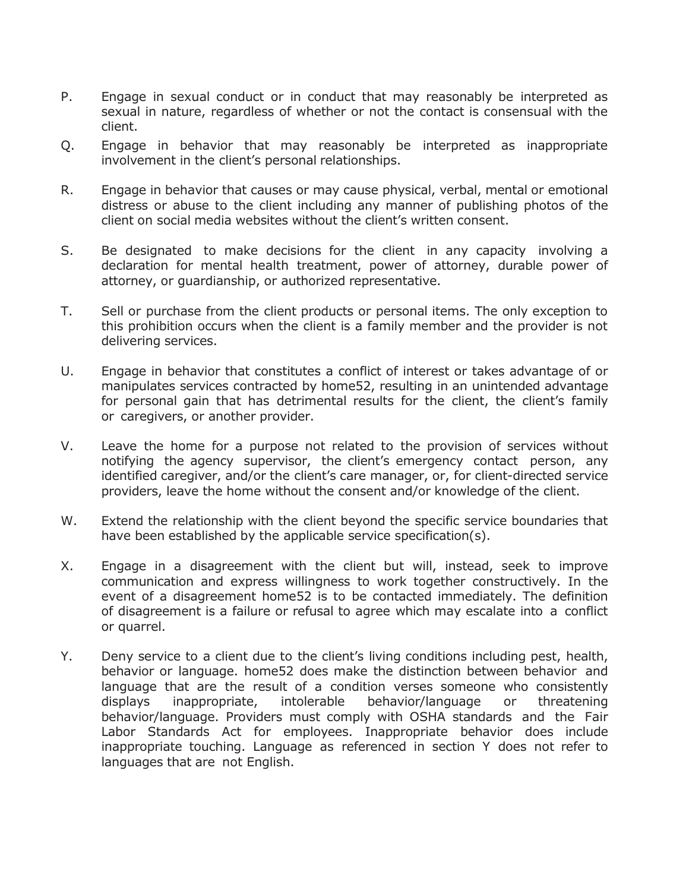P. Engage in sexual conduct or in conduct that may reasonably be interpreted as sexual in nature, regardless of whether or not the contact is consensual with the client.

Q. Engage in behavior that may reasonably be interpreted as inappropriate involvement in the client's personal relationships.

R. Engage in behavior that causes or may cause physical, verbal, mental or emotional distress or abuse to the client including any manner of publishing photos of the client on social media websites without the client's written consent.

S. Be designated to make decisions for the client in any capacity involving a declaration for mental health treatment, power of attorney, durable power of attorney, or guardianship, or authorized representative.

T. Sell or purchase from the client products or personal items. The only exception to this prohibition occurs when the client is a family member and the provider is not delivering services.

U. Engage in behavior that constitutes a conflict of interest or takes advantage of or manipulates services contracted by home52, resulting in an unintended advantage for personal gain that has detrimental results for the client, the client's family or caregivers, or another provider.

V. Leave the home for a purpose not related to the provision of services without notifying the agency supervisor, the client's emergency contact person, any identified caregiver, and/or the client's care manager, or, for client-directed service providers, leave the home without the consent and/or knowledge of the client.

W. Extend the relationship with the client beyond the specific service boundaries that have been established by the applicable service specification(s).

X. Engage in a disagreement with the client but will, instead, seek to improve communication and express willingness to work together constructively. In the event of a disagreement home52 is to be contacted immediately. The definition of disagreement is a failure or refusal to agree which may escalate into a conflict or quarrel.

Y. Deny service to a client due to the client's living conditions including pest, health, behavior or language. home52 does make the distinction between behavior and language that are the result of a condition verses someone who consistently displays inappropriate, intolerable behavior/language or threatening behavior/language. Providers must comply with OSHA standards and the Fair Labor Standards Act for employees. Inappropriate behavior does include inappropriate touching. Language as referenced in section Y does not refer to languages that are not English.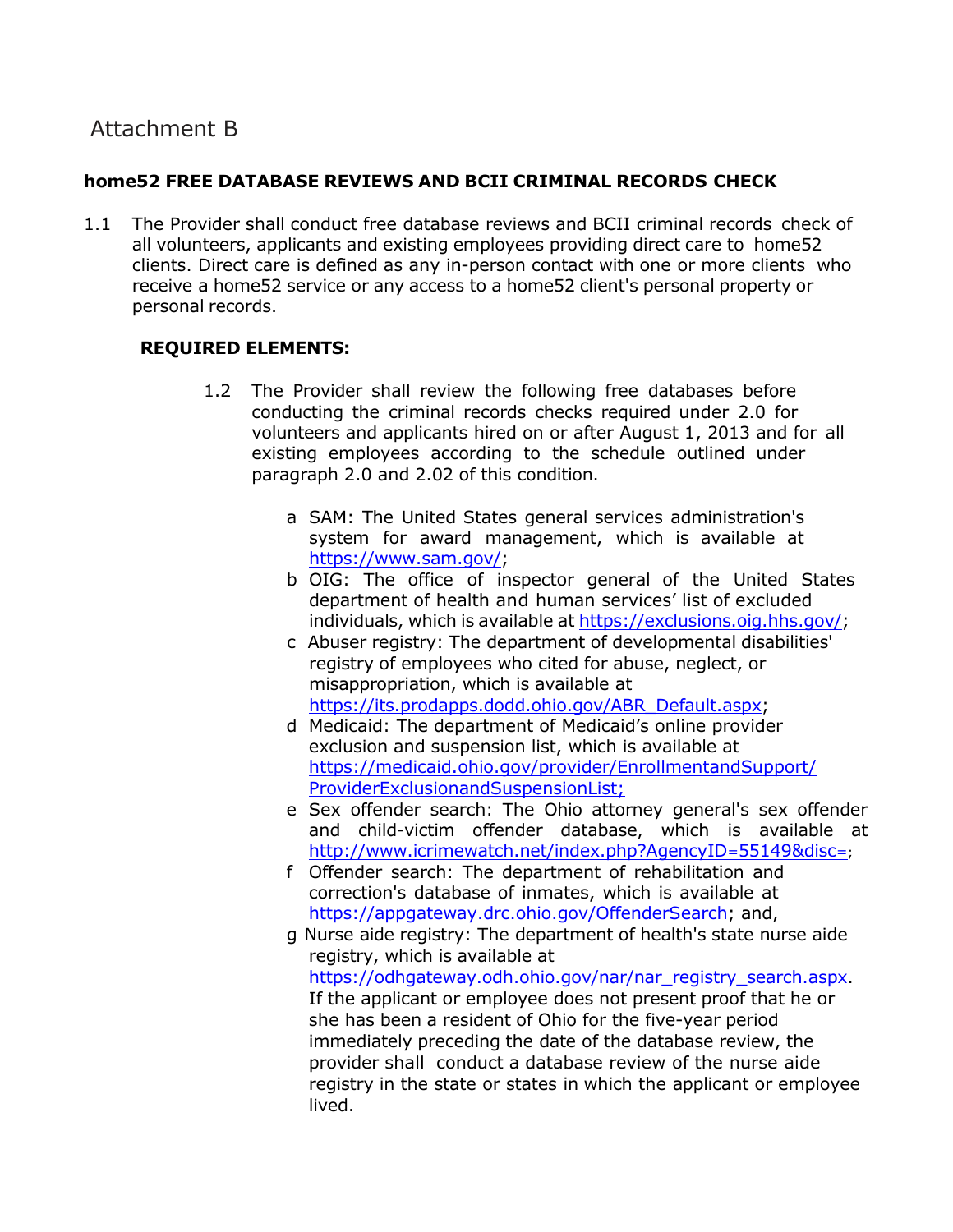# Attachment B

## home52 FREE DATABASE REVIEWS AND BCII CRIMINAL RECORDS CHECK

1.1 The Provider shall conduct free database reviews and BCII criminal records check of all volunteers, applicants and existing employees providing direct care to home52 clients. Direct care is defined as any in-person contact with one or more clients who receive a home52 service or any access to a home52 client's personal property or personal records.

**REQUIRED ELEMENTS:**

1.2 The Provider shall review the following free databases before conducting the criminal records checks required under 2.0 for volunteers and applicants hired on or after August 1, 2013 and for all existing employees according to the schedule outlined under paragraph 2.0 and 2.02 of this condition.

a SAM: The United States general services administration's system for award management, which is available at https://www.sam.gov/;

b OIG: The office of inspector general of the United States department of health and human services' list of excluded individuals, which is available at https://exclusions.oig.hhs.gov/;

c Abuser registry: The department of developmental disabilities' registry of employees who cited for abuse, neglect, or misappropriation, which is available at https://its.prodapps.dodd.ohio.gov/ABR_Default.aspx;

d Medicaid: The department of Medicaid's online provider exclusion and suspension list, which is available at https://medicaid.ohio.gov/provider/EnrollmentandSupport/ProviderExclusionandSuspensionList;

e Sex offender search: The Ohio attorney general's sex offender and child-victim offender database, which is available at http://www.icrimewatch.net/index.php?AgencyID=55149&disc=;

f Offender search: The department of rehabilitation and correction's database of inmates, which is available at https://appgateway.drc.ohio.gov/OffenderSearch; and,

g Nurse aide registry: The department of health's state nurse aide registry, which is available at https://odhgateway.odh.ohio.gov/nar/nar_registry_search.aspx. If the applicant or employee does not present proof that he or she has been a resident of Ohio for the five-year period immediately preceding the date of the database review, the provider shall conduct a database review of the nurse aide registry in the state or states in which the applicant or employee lived.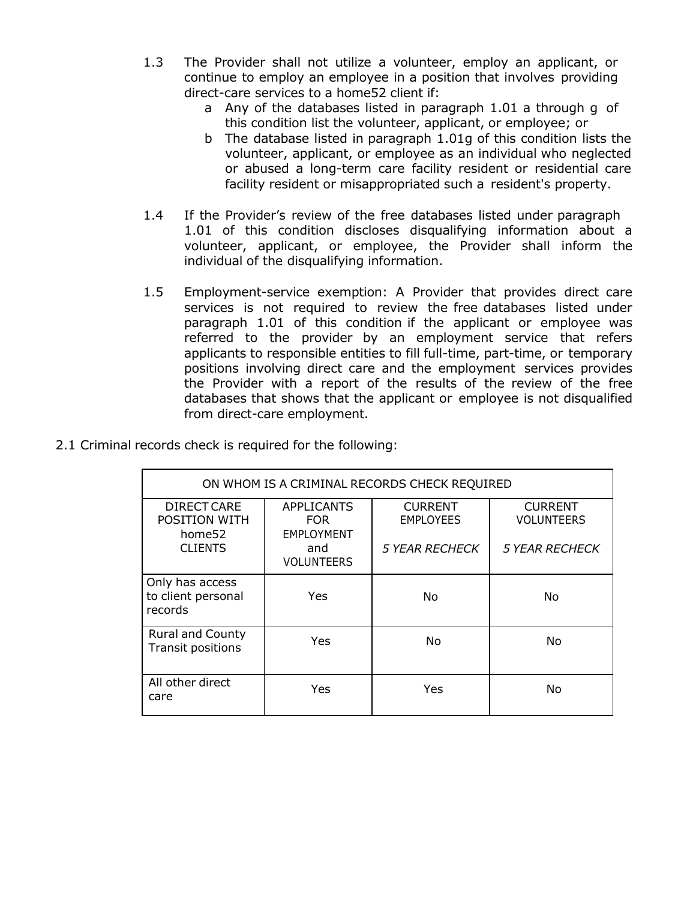1.3 The Provider shall not utilize a volunteer, employ an applicant, or continue to employ an employee in a position that involves providing direct-care services to a home52 client if:
   a Any of the databases listed in paragraph 1.01 a through g of this condition list the volunteer, applicant, or employee; or
   b The database listed in paragraph 1.01g of this condition lists the volunteer, applicant, or employee as an individual who neglected or abused a long-term care facility resident or residential care facility resident or misappropriated such a resident's property.

1.4 If the Provider's review of the free databases listed under paragraph 1.01 of this condition discloses disqualifying information about a volunteer, applicant, or employee, the Provider shall inform the individual of the disqualifying information.

1.5 Employment-service exemption: A Provider that provides direct care services is not required to review the free databases listed under paragraph 1.01 of this condition if the applicant or employee was referred to the provider by an employment service that refers applicants to responsible entities to fill full-time, part-time, or temporary positions involving direct care and the employment services provides the Provider with a report of the results of the review of the free databases that shows that the applicant or employee is not disqualified from direct-care employment.

2.1 Criminal records check is required for the following:

| ON WHOM IS A CRIMINAL RECORDS CHECK REQUIRED | | | |
|---|---|---|---|
| DIRECT CARE POSITION WITH home52 CLIENTS | APPLICANTS FOR EMPLOYMENT and VOLUNTEERS | CURRENT EMPLOYEES *5 YEAR RECHECK* | CURRENT VOLUNTEERS *5 YEAR RECHECK* |
| Only has access to client personal records | Yes | No | No |
| Rural and County Transit positions | Yes | No | No |
| All other direct care | Yes | Yes | No |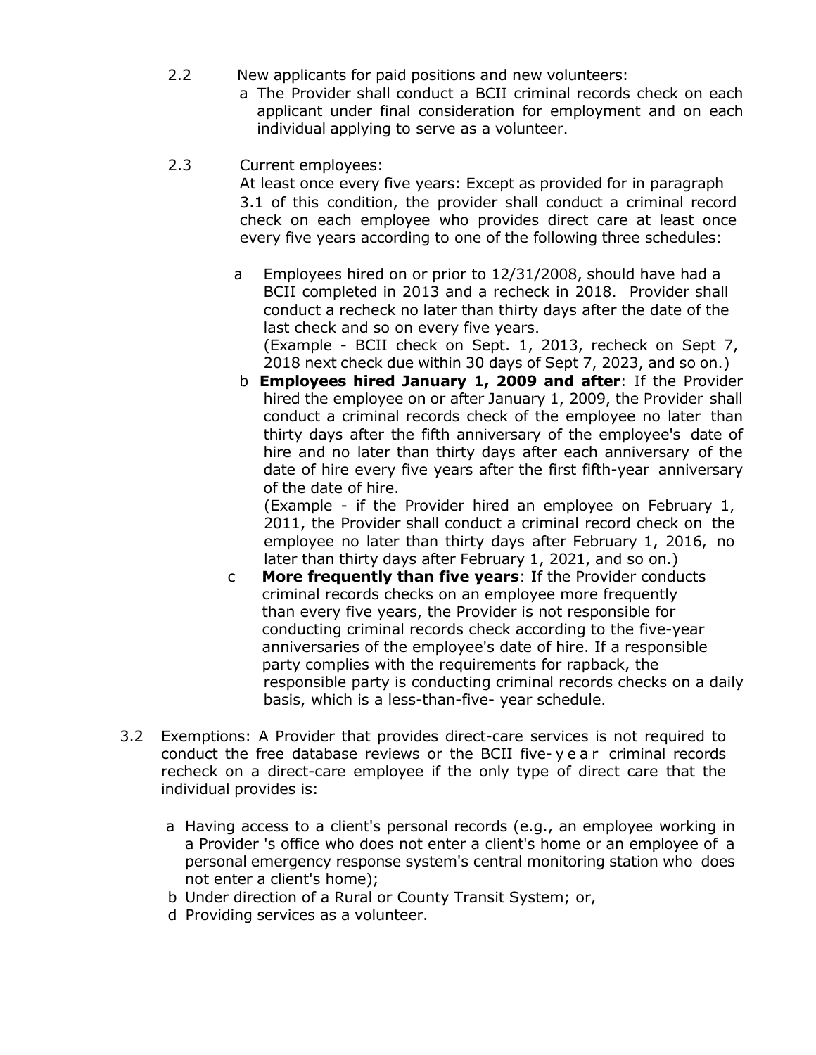2.2 New applicants for paid positions and new volunteers:

a The Provider shall conduct a BCII criminal records check on each applicant under final consideration for employment and on each individual applying to serve as a volunteer.

2.3 Current employees:

At least once every five years: Except as provided for in paragraph 3.1 of this condition, the provider shall conduct a criminal record check on each employee who provides direct care at least once every five years according to one of the following three schedules:

a Employees hired on or prior to 12/31/2008, should have had a BCII completed in 2013 and a recheck in 2018. Provider shall conduct a recheck no later than thirty days after the date of the last check and so on every five years.
(Example - BCII check on Sept. 1, 2013, recheck on Sept 7, 2018 next check due within 30 days of Sept 7, 2023, and so on.)

b **Employees hired January 1, 2009 and after**: If the Provider hired the employee on or after January 1, 2009, the Provider shall conduct a criminal records check of the employee no later than thirty days after the fifth anniversary of the employee's date of hire and no later than thirty days after each anniversary of the date of hire every five years after the first fifth-year anniversary of the date of hire.
(Example - if the Provider hired an employee on February 1, 2011, the Provider shall conduct a criminal record check on the employee no later than thirty days after February 1, 2016, no later than thirty days after February 1, 2021, and so on.)

c **More frequently than five years**: If the Provider conducts criminal records checks on an employee more frequently than every five years, the Provider is not responsible for conducting criminal records check according to the five-year anniversaries of the employee's date of hire. If a responsible party complies with the requirements for rapback, the responsible party is conducting criminal records checks on a daily basis, which is a less-than-five- year schedule.

3.2 Exemptions: A Provider that provides direct-care services is not required to conduct the free database reviews or the BCII five-year criminal records recheck on a direct-care employee if the only type of direct care that the individual provides is:

a Having access to a client's personal records (e.g., an employee working in a Provider 's office who does not enter a client's home or an employee of a personal emergency response system's central monitoring station who does not enter a client's home);

b Under direction of a Rural or County Transit System; or,

d Providing services as a volunteer.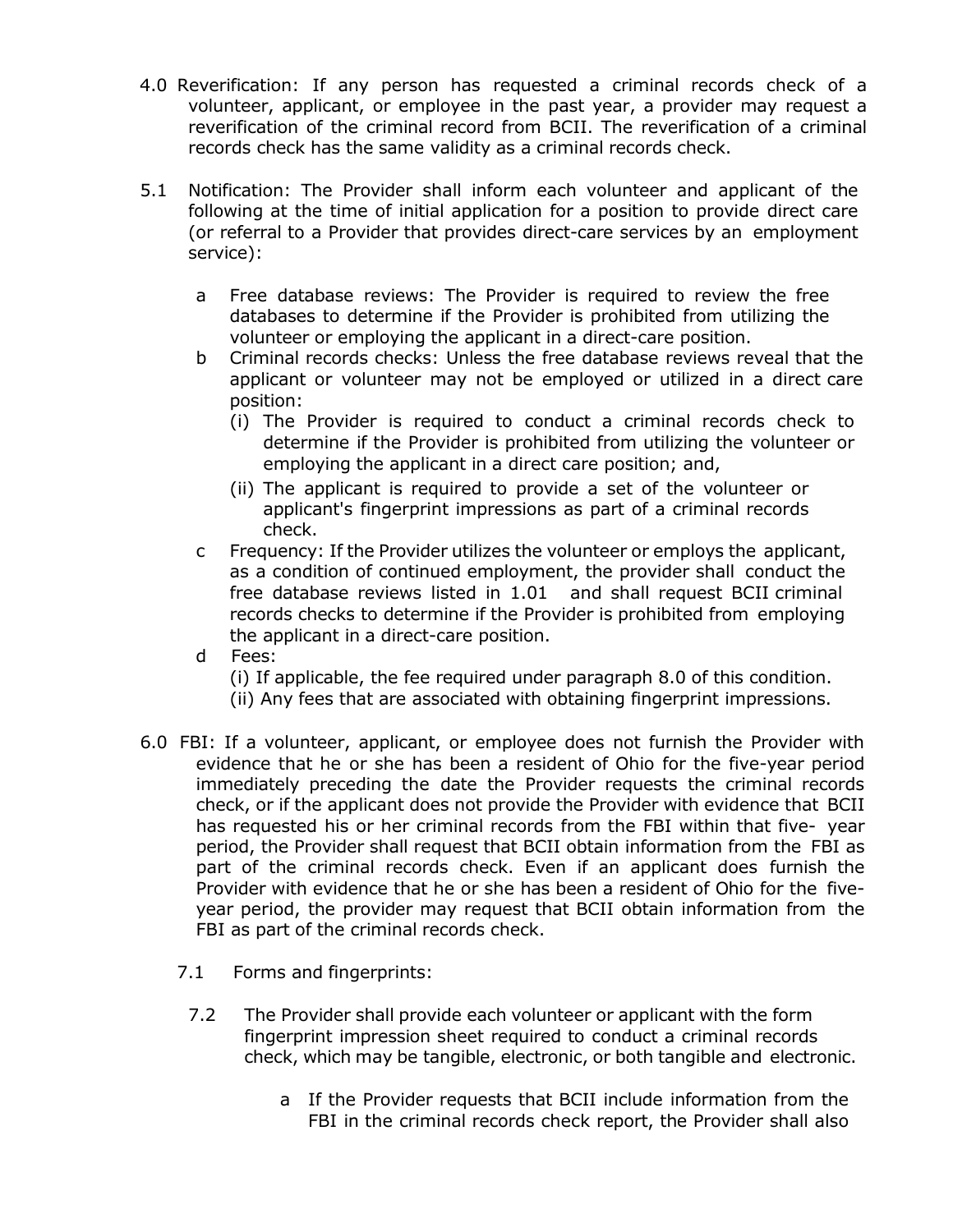4.0 Reverification: If any person has requested a criminal records check of a volunteer, applicant, or employee in the past year, a provider may request a reverification of the criminal record from BCII. The reverification of a criminal records check has the same validity as a criminal records check.

5.1 Notification: The Provider shall inform each volunteer and applicant of the following at the time of initial application for a position to provide direct care (or referral to a Provider that provides direct-care services by an employment service):

- a Free database reviews: The Provider is required to review the free databases to determine if the Provider is prohibited from utilizing the volunteer or employing the applicant in a direct-care position.
- b Criminal records checks: Unless the free database reviews reveal that the applicant or volunteer may not be employed or utilized in a direct care position:
  - (i) The Provider is required to conduct a criminal records check to determine if the Provider is prohibited from utilizing the volunteer or employing the applicant in a direct care position; and,
  - (ii) The applicant is required to provide a set of the volunteer or applicant's fingerprint impressions as part of a criminal records check.
- c Frequency: If the Provider utilizes the volunteer or employs the applicant, as a condition of continued employment, the provider shall conduct the free database reviews listed in 1.01 and shall request BCII criminal records checks to determine if the Provider is prohibited from employing the applicant in a direct-care position.
- d Fees:
  - (i) If applicable, the fee required under paragraph 8.0 of this condition.
  - (ii) Any fees that are associated with obtaining fingerprint impressions.

6.0 FBI: If a volunteer, applicant, or employee does not furnish the Provider with evidence that he or she has been a resident of Ohio for the five-year period immediately preceding the date the Provider requests the criminal records check, or if the applicant does not provide the Provider with evidence that BCII has requested his or her criminal records from the FBI within that five- year period, the Provider shall request that BCII obtain information from the FBI as part of the criminal records check. Even if an applicant does furnish the Provider with evidence that he or she has been a resident of Ohio for the five-year period, the provider may request that BCII obtain information from the FBI as part of the criminal records check.

7.1 Forms and fingerprints:

7.2 The Provider shall provide each volunteer or applicant with the form fingerprint impression sheet required to conduct a criminal records check, which may be tangible, electronic, or both tangible and electronic.

- a If the Provider requests that BCII include information from the FBI in the criminal records check report, the Provider shall also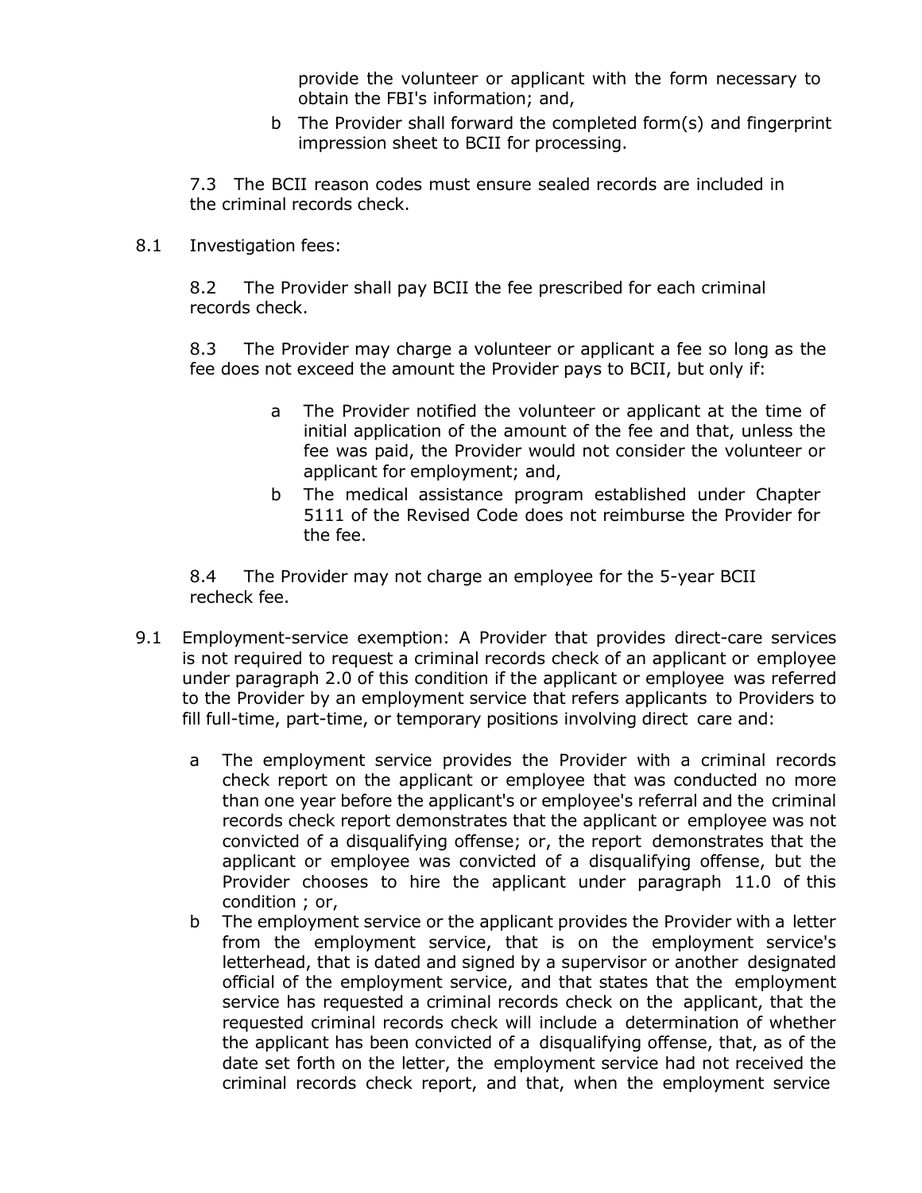provide the volunteer or applicant with the form necessary to obtain the FBI's information; and,

b The Provider shall forward the completed form(s) and fingerprint impression sheet to BCII for processing.

7.3 The BCII reason codes must ensure sealed records are included in the criminal records check.

8.1 Investigation fees:

8.2 The Provider shall pay BCII the fee prescribed for each criminal records check.

8.3 The Provider may charge a volunteer or applicant a fee so long as the fee does not exceed the amount the Provider pays to BCII, but only if:

a The Provider notified the volunteer or applicant at the time of initial application of the amount of the fee and that, unless the fee was paid, the Provider would not consider the volunteer or applicant for employment; and,

b The medical assistance program established under Chapter 5111 of the Revised Code does not reimburse the Provider for the fee.

8.4 The Provider may not charge an employee for the 5-year BCII recheck fee.

9.1 Employment-service exemption: A Provider that provides direct-care services is not required to request a criminal records check of an applicant or employee under paragraph 2.0 of this condition if the applicant or employee was referred to the Provider by an employment service that refers applicants to Providers to fill full-time, part-time, or temporary positions involving direct care and:

a The employment service provides the Provider with a criminal records check report on the applicant or employee that was conducted no more than one year before the applicant's or employee's referral and the criminal records check report demonstrates that the applicant or employee was not convicted of a disqualifying offense; or, the report demonstrates that the applicant or employee was convicted of a disqualifying offense, but the Provider chooses to hire the applicant under paragraph 11.0 of this condition ; or,

b The employment service or the applicant provides the Provider with a letter from the employment service, that is on the employment service's letterhead, that is dated and signed by a supervisor or another designated official of the employment service, and that states that the employment service has requested a criminal records check on the applicant, that the requested criminal records check will include a determination of whether the applicant has been convicted of a disqualifying offense, that, as of the date set forth on the letter, the employment service had not received the criminal records check report, and that, when the employment service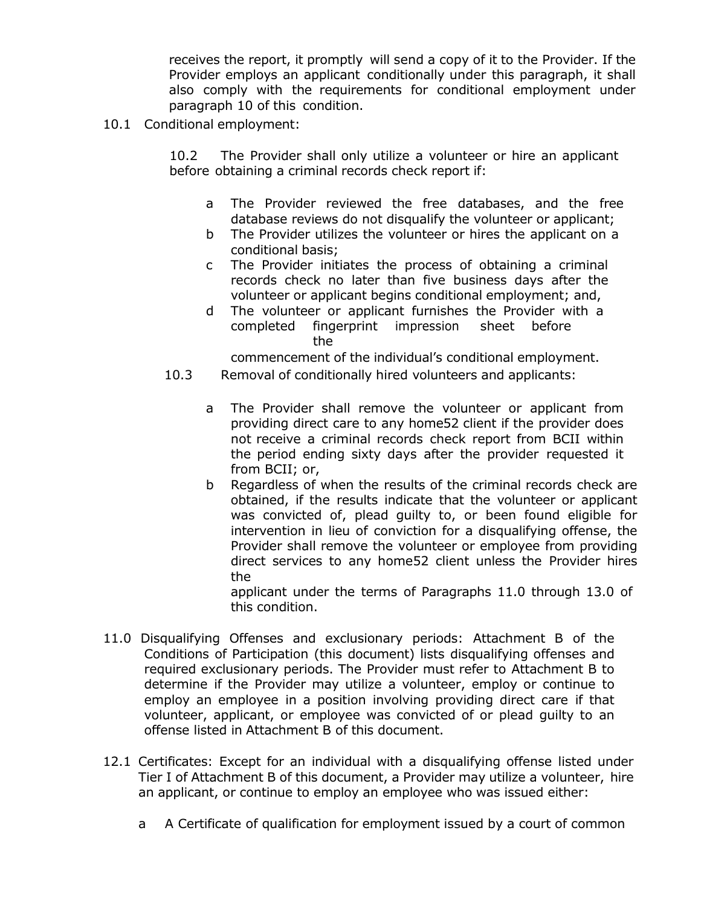receives the report, it promptly will send a copy of it to the Provider. If the Provider employs an applicant conditionally under this paragraph, it shall also comply with the requirements for conditional employment under paragraph 10 of this condition.

10.1 Conditional employment:

> 10.2 The Provider shall only utilize a volunteer or hire an applicant before obtaining a criminal records check report if:
>
> a The Provider reviewed the free databases, and the free database reviews do not disqualify the volunteer or applicant;
>
> b The Provider utilizes the volunteer or hires the applicant on a conditional basis;
>
> c The Provider initiates the process of obtaining a criminal records check no later than five business days after the volunteer or applicant begins conditional employment; and,
>
> d The volunteer or applicant furnishes the Provider with a completed fingerprint impression sheet before the commencement of the individual's conditional employment.

10.3 Removal of conditionally hired volunteers and applicants:

> a The Provider shall remove the volunteer or applicant from providing direct care to any home52 client if the provider does not receive a criminal records check report from BCII within the period ending sixty days after the provider requested it from BCII; or,
>
> b Regardless of when the results of the criminal records check are obtained, if the results indicate that the volunteer or applicant was convicted of, plead guilty to, or been found eligible for intervention in lieu of conviction for a disqualifying offense, the Provider shall remove the volunteer or employee from providing direct services to any home52 client unless the Provider hires the applicant under the terms of Paragraphs 11.0 through 13.0 of this condition.

11.0 Disqualifying Offenses and exclusionary periods: Attachment B of the Conditions of Participation (this document) lists disqualifying offenses and required exclusionary periods. The Provider must refer to Attachment B to determine if the Provider may utilize a volunteer, employ or continue to employ an employee in a position involving providing direct care if that volunteer, applicant, or employee was convicted of or plead guilty to an offense listed in Attachment B of this document.

12.1 Certificates: Except for an individual with a disqualifying offense listed under Tier I of Attachment B of this document, a Provider may utilize a volunteer, hire an applicant, or continue to employ an employee who was issued either:

> a A Certificate of qualification for employment issued by a court of common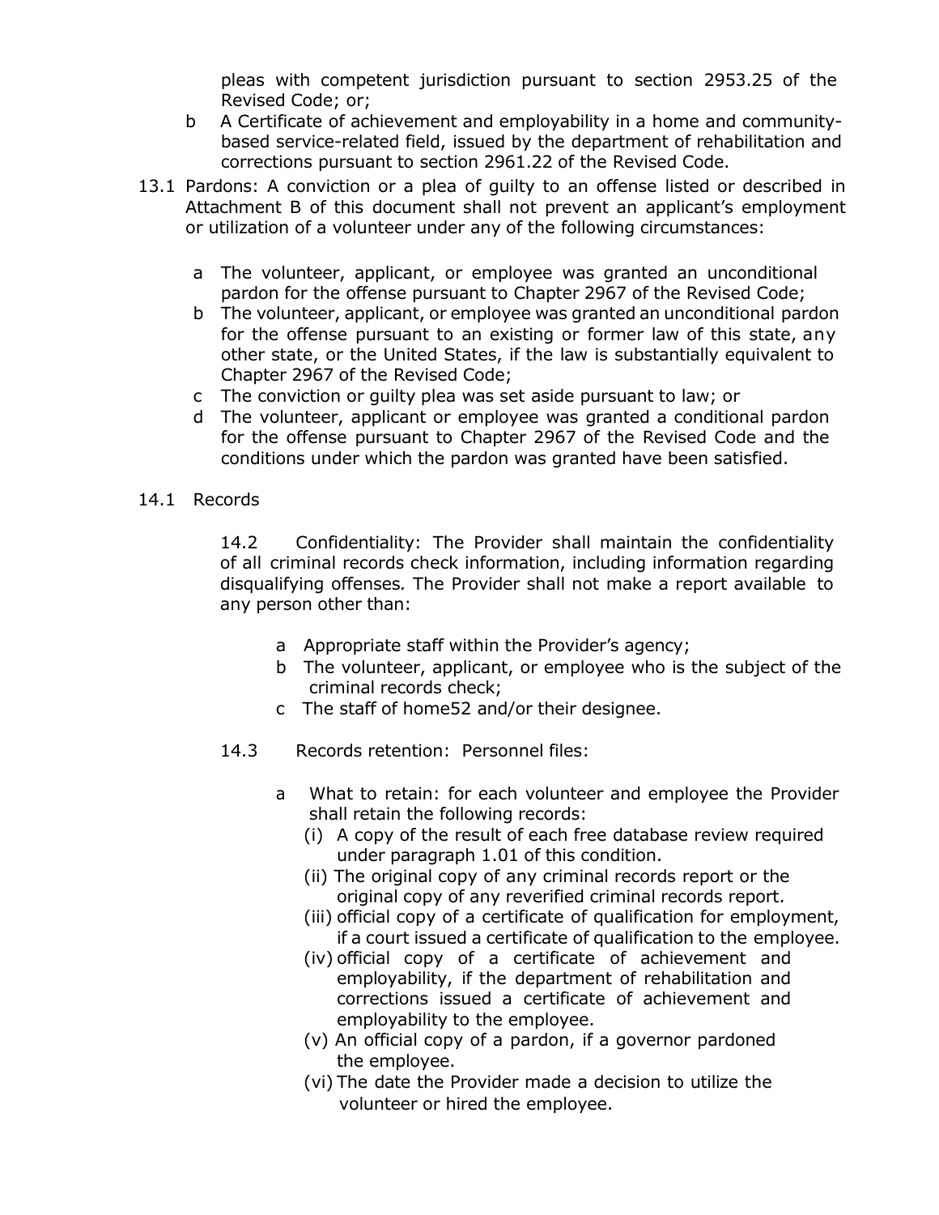pleas with competent jurisdiction pursuant to section 2953.25 of the Revised Code; or;

b A Certificate of achievement and employability in a home and community-based service-related field, issued by the department of rehabilitation and corrections pursuant to section 2961.22 of the Revised Code.

13.1 Pardons: A conviction or a plea of guilty to an offense listed or described in Attachment B of this document shall not prevent an applicant's employment or utilization of a volunteer under any of the following circumstances:

a The volunteer, applicant, or employee was granted an unconditional pardon for the offense pursuant to Chapter 2967 of the Revised Code;

b The volunteer, applicant, or employee was granted an unconditional pardon for the offense pursuant to an existing or former law of this state, any other state, or the United States, if the law is substantially equivalent to Chapter 2967 of the Revised Code;

c The conviction or guilty plea was set aside pursuant to law; or

d The volunteer, applicant or employee was granted a conditional pardon for the offense pursuant to Chapter 2967 of the Revised Code and the conditions under which the pardon was granted have been satisfied.

14.1 Records

14.2 Confidentiality: The Provider shall maintain the confidentiality of all criminal records check information, including information regarding disqualifying offenses*.* The Provider shall not make a report available to any person other than:

a Appropriate staff within the Provider's agency;

b The volunteer, applicant, or employee who is the subject of the criminal records check;

c The staff of home52 and/or their designee.

14.3 Records retention: Personnel files:

a What to retain: for each volunteer and employee the Provider shall retain the following records:

(i) A copy of the result of each free database review required under paragraph 1.01 of this condition.

(ii) The original copy of any criminal records report or the original copy of any reverified criminal records report.

(iii) official copy of a certificate of qualification for employment, if a court issued a certificate of qualification to the employee.

(iv) official copy of a certificate of achievement and employability, if the department of rehabilitation and corrections issued a certificate of achievement and employability to the employee.

(v) An official copy of a pardon, if a governor pardoned the employee.

(vi) The date the Provider made a decision to utilize the volunteer or hired the employee.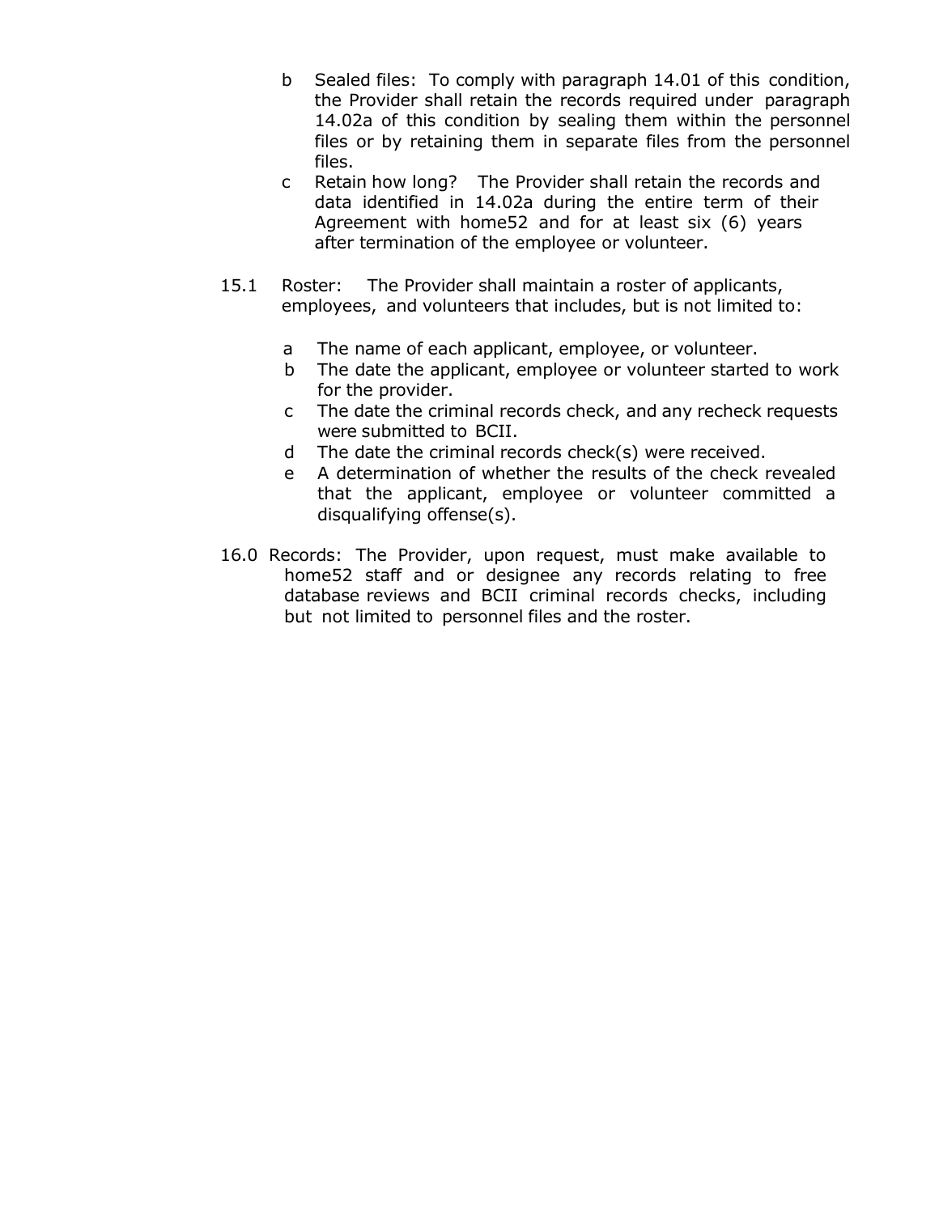b. Sealed files: To comply with paragraph 14.01 of this condition, the Provider shall retain the records required under paragraph 14.02a of this condition by sealing them within the personnel files or by retaining them in separate files from the personnel files.

c. Retain how long? The Provider shall retain the records and data identified in 14.02a during the entire term of their Agreement with home52 and for at least six (6) years after termination of the employee or volunteer.

15.1 Roster: The Provider shall maintain a roster of applicants, employees, and volunteers that includes, but is not limited to:

- a. The name of each applicant, employee, or volunteer.
- b. The date the applicant, employee or volunteer started to work for the provider.
- c. The date the criminal records check, and any recheck requests were submitted to BCII.
- d. The date the criminal records check(s) were received.
- e. A determination of whether the results of the check revealed that the applicant, employee or volunteer committed a disqualifying offense(s).

16.0 Records: The Provider, upon request, must make available to home52 staff and or designee any records relating to free database reviews and BCII criminal records checks, including but not limited to personnel files and the roster.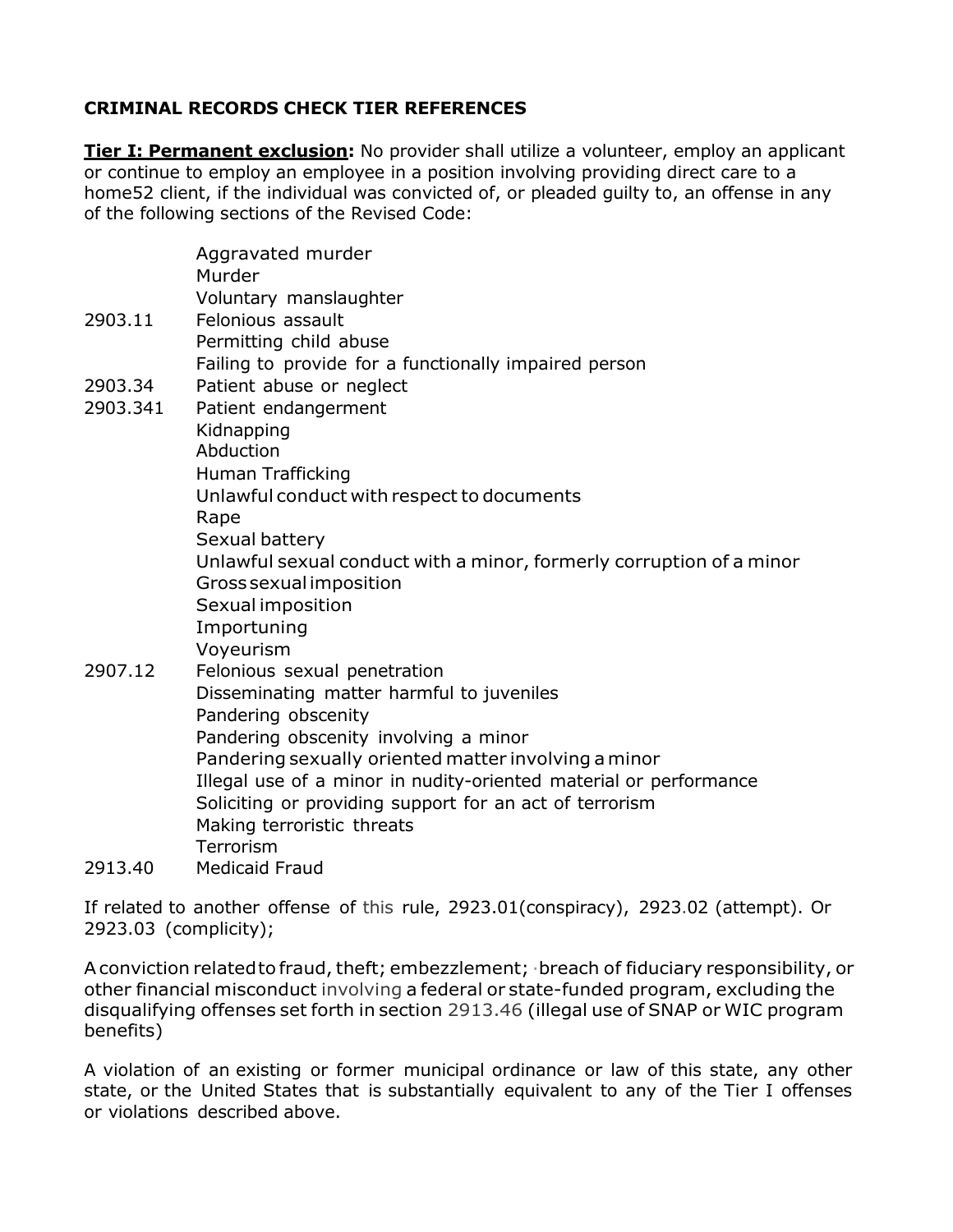**CRIMINAL RECORDS CHECK TIER REFERENCES**

**Tier I: Permanent exclusion:** No provider shall utilize a volunteer, employ an applicant or continue to employ an employee in a position involving providing direct care to a home52 client, if the individual was convicted of, or pleaded guilty to, an offense in any of the following sections of the Revised Code:

| | |
|---|---|
| | Aggravated murder |
| | Murder |
| | Voluntary manslaughter |
| 2903.11 | Felonious assault |
| | Permitting child abuse |
| | Failing to provide for a functionally impaired person |
| 2903.34 | Patient abuse or neglect |
| 2903.341 | Patient endangerment |
| | Kidnapping |
| | Abduction |
| | Human Trafficking |
| | Unlawful conduct with respect to documents |
| | Rape |
| | Sexual battery |
| | Unlawful sexual conduct with a minor, formerly corruption of a minor |
| | Gross sexual imposition |
| | Sexual imposition |
| | Importuning |
| | Voyeurism |
| 2907.12 | Felonious sexual penetration |
| | Disseminating matter harmful to juveniles |
| | Pandering obscenity |
| | Pandering obscenity involving a minor |
| | Pandering sexually oriented matter involving a minor |
| | Illegal use of a minor in nudity-oriented material or performance |
| | Soliciting or providing support for an act of terrorism |
| | Making terroristic threats |
| | Terrorism |
| 2913.40 | Medicaid Fraud |

If related to another offense of this rule, 2923.01(conspiracy), 2923.02 (attempt). Or 2923.03 (complicity);

A conviction related to fraud, theft; embezzlement; ·breach of fiduciary responsibility, or other financial misconduct involving a federal or state-funded program, excluding the disqualifying offenses set forth in section 2913.46 (illegal use of SNAP or WIC program benefits)

A violation of an existing or former municipal ordinance or law of this state, any other state, or the United States that is substantially equivalent to any of the Tier I offenses or violations described above.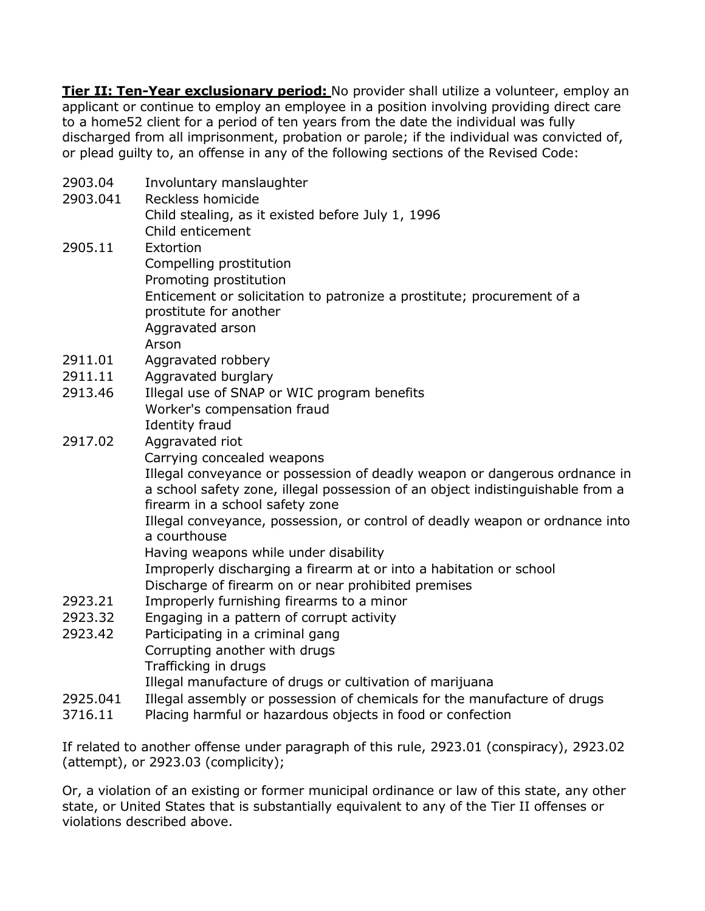**<u>Tier II: Ten-Year exclusionary period:</u>** No provider shall utilize a volunteer, employ an applicant or continue to employ an employee in a position involving providing direct care to a home52 client for a period of ten years from the date the individual was fully discharged from all imprisonment, probation or parole; if the individual was convicted of, or plead guilty to, an offense in any of the following sections of the Revised Code:

| | |
|---|---|
| 2903.04 | Involuntary manslaughter |
| 2903.041 | Reckless homicide |
| | Child stealing, as it existed before July 1, 1996 |
| | Child enticement |
| 2905.11 | Extortion |
| | Compelling prostitution |
| | Promoting prostitution |
| | Enticement or solicitation to patronize a prostitute; procurement of a prostitute for another |
| | Aggravated arson |
| | Arson |
| 2911.01 | Aggravated robbery |
| 2911.11 | Aggravated burglary |
| 2913.46 | Illegal use of SNAP or WIC program benefits |
| | Worker's compensation fraud |
| | Identity fraud |
| 2917.02 | Aggravated riot |
| | Carrying concealed weapons |
| | Illegal conveyance or possession of deadly weapon or dangerous ordnance in a school safety zone, illegal possession of an object indistinguishable from a firearm in a school safety zone |
| | Illegal conveyance, possession, or control of deadly weapon or ordnance into a courthouse |
| | Having weapons while under disability |
| | Improperly discharging a firearm at or into a habitation or school |
| | Discharge of firearm on or near prohibited premises |
| 2923.21 | Improperly furnishing firearms to a minor |
| 2923.32 | Engaging in a pattern of corrupt activity |
| 2923.42 | Participating in a criminal gang |
| | Corrupting another with drugs |
| | Trafficking in drugs |
| | Illegal manufacture of drugs or cultivation of marijuana |
| 2925.041 | Illegal assembly or possession of chemicals for the manufacture of drugs |
| 3716.11 | Placing harmful or hazardous objects in food or confection |

If related to another offense under paragraph of this rule, 2923.01 (conspiracy), 2923.02 (attempt), or 2923.03 (complicity);

Or, a violation of an existing or former municipal ordinance or law of this state, any other state, or United States that is substantially equivalent to any of the Tier II offenses or violations described above.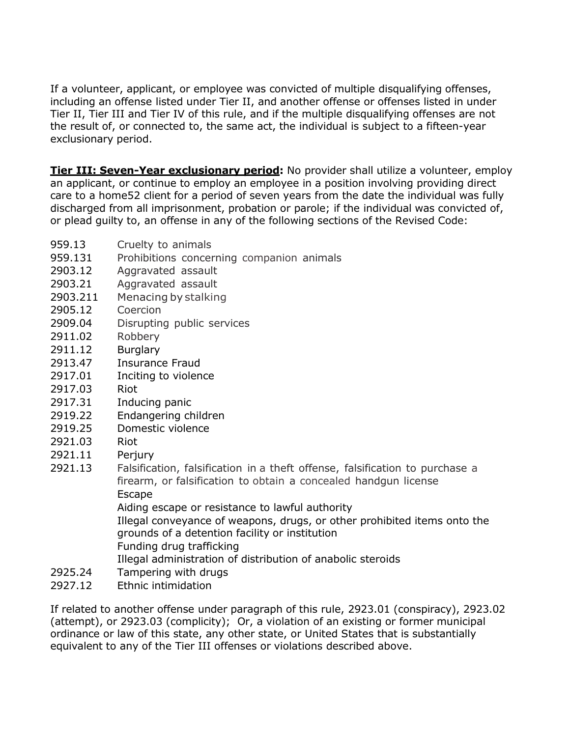If a volunteer, applicant, or employee was convicted of multiple disqualifying offenses, including an offense listed under Tier II, and another offense or offenses listed in under Tier II, Tier III and Tier IV of this rule, and if the multiple disqualifying offenses are not the result of, or connected to, the same act, the individual is subject to a fifteen-year exclusionary period.

**Tier III: Seven-Year exclusionary period:** No provider shall utilize a volunteer, employ an applicant, or continue to employ an employee in a position involving providing direct care to a home52 client for a period of seven years from the date the individual was fully discharged from all imprisonment, probation or parole; if the individual was convicted of, or plead guilty to, an offense in any of the following sections of the Revised Code:

| | |
|---|---|
| 959.13 | Cruelty to animals |
| 959.131 | Prohibitions concerning companion animals |
| 2903.12 | Aggravated assault |
| 2903.21 | Aggravated assault |
| 2903.211 | Menacing by stalking |
| 2905.12 | Coercion |
| 2909.04 | Disrupting public services |
| 2911.02 | Robbery |
| 2911.12 | Burglary |
| 2913.47 | Insurance Fraud |
| 2917.01 | Inciting to violence |
| 2917.03 | Riot |
| 2917.31 | Inducing panic |
| 2919.22 | Endangering children |
| 2919.25 | Domestic violence |
| 2921.03 | Riot |
| 2921.11 | Perjury |
| 2921.13 | Falsification, falsification in a theft offense, falsification to purchase a firearm, or falsification to obtain a concealed handgun license |
| | Escape |
| | Aiding escape or resistance to lawful authority |
| | Illegal conveyance of weapons, drugs, or other prohibited items onto the grounds of a detention facility or institution |
| | Funding drug trafficking |
| | Illegal administration of distribution of anabolic steroids |
| 2925.24 | Tampering with drugs |
| 2927.12 | Ethnic intimidation |

If related to another offense under paragraph of this rule, 2923.01 (conspiracy), 2923.02 (attempt), or 2923.03 (complicity); Or, a violation of an existing or former municipal ordinance or law of this state, any other state, or United States that is substantially equivalent to any of the Tier III offenses or violations described above.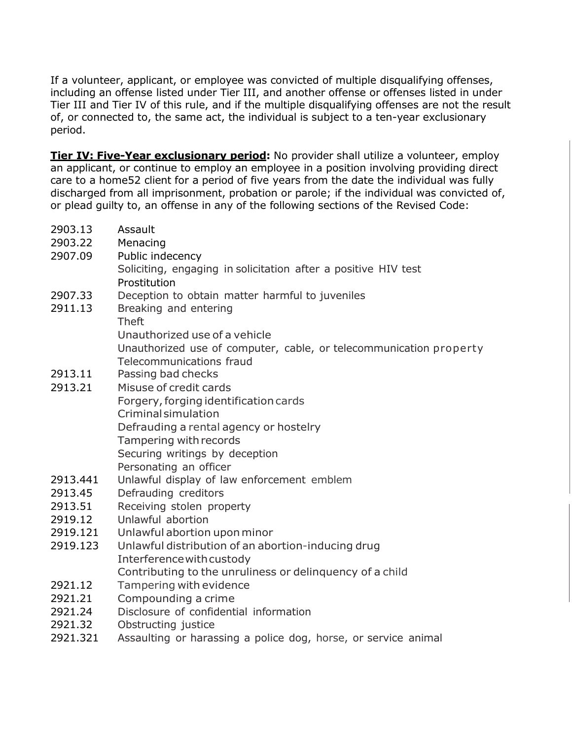If a volunteer, applicant, or employee was convicted of multiple disqualifying offenses, including an offense listed under Tier III, and another offense or offenses listed in under Tier III and Tier IV of this rule, and if the multiple disqualifying offenses are not the result of, or connected to, the same act, the individual is subject to a ten-year exclusionary period.

**Tier IV: Five-Year exclusionary period:** No provider shall utilize a volunteer, employ an applicant, or continue to employ an employee in a position involving providing direct care to a home52 client for a period of five years from the date the individual was fully discharged from all imprisonment, probation or parole; if the individual was convicted of, or plead guilty to, an offense in any of the following sections of the Revised Code:

| | |
|---|---|
| 2903.13 | Assault |
| 2903.22 | Menacing |
| 2907.09 | Public indecency |
| | Soliciting, engaging in solicitation after a positive HIV test |
| | Prostitution |
| 2907.33 | Deception to obtain matter harmful to juveniles |
| 2911.13 | Breaking and entering |
| | Theft |
| | Unauthorized use of a vehicle |
| | Unauthorized use of computer, cable, or telecommunication property |
| | Telecommunications fraud |
| 2913.11 | Passing bad checks |
| 2913.21 | Misuse of credit cards |
| | Forgery, forging identification cards |
| | Criminal simulation |
| | Defrauding a rental agency or hostelry |
| | Tampering with records |
| | Securing writings by deception |
| | Personating an officer |
| 2913.441 | Unlawful display of law enforcement emblem |
| 2913.45 | Defrauding creditors |
| 2913.51 | Receiving stolen property |
| 2919.12 | Unlawful abortion |
| 2919.121 | Unlawful abortion upon minor |
| 2919.123 | Unlawful distribution of an abortion-inducing drug |
| | Interference with custody |
| | Contributing to the unruliness or delinquency of a child |
| 2921.12 | Tampering with evidence |
| 2921.21 | Compounding a crime |
| 2921.24 | Disclosure of confidential information |
| 2921.32 | Obstructing justice |
| 2921.321 | Assaulting or harassing a police dog, horse, or service animal |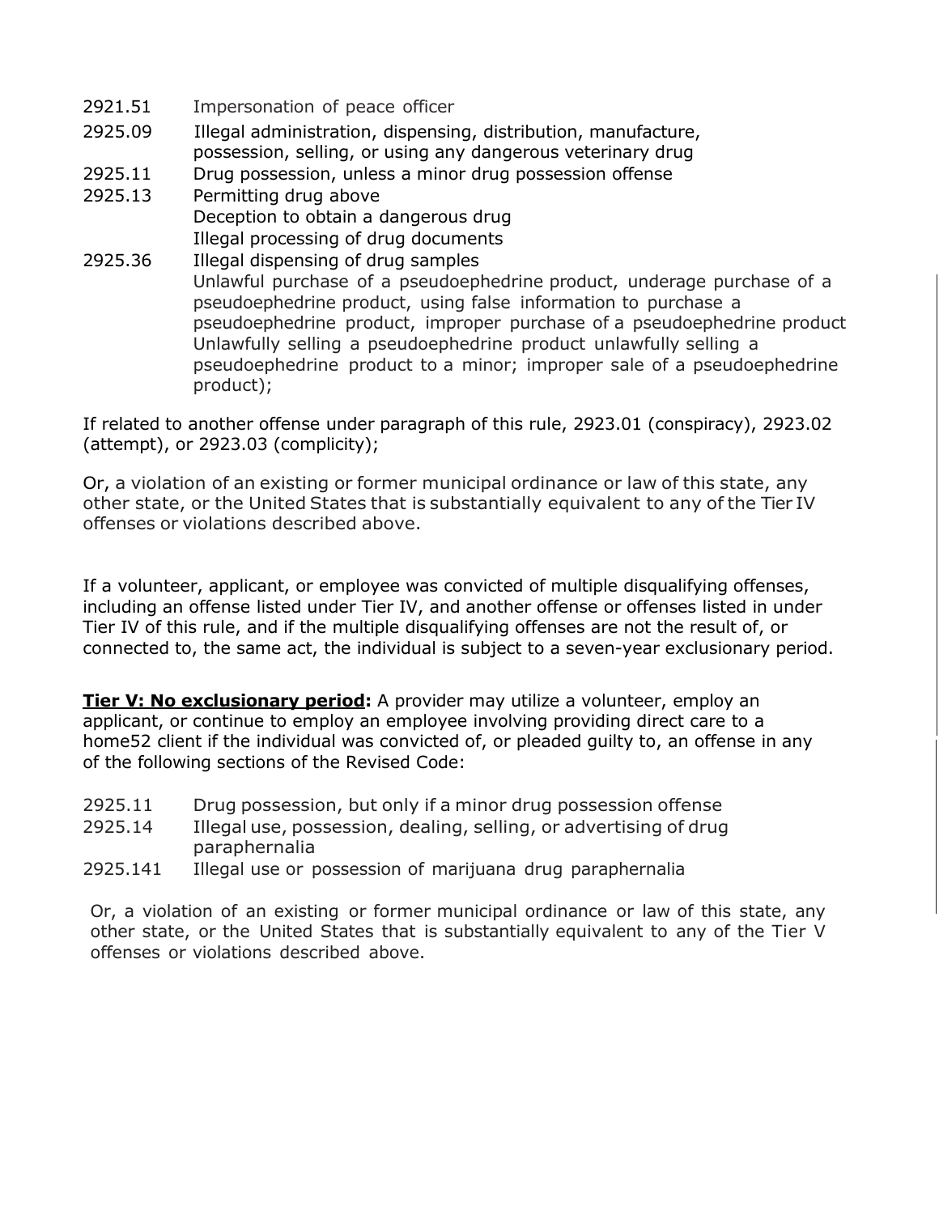| | |
|---|---|
| 2921.51 | Impersonation of peace officer |
| 2925.09 | Illegal administration, dispensing, distribution, manufacture, possession, selling, or using any dangerous veterinary drug |
| 2925.11 | Drug possession, unless a minor drug possession offense |
| 2925.13 | Permitting drug above<br>Deception to obtain a dangerous drug<br>Illegal processing of drug documents |
| 2925.36 | Illegal dispensing of drug samples<br>Unlawful purchase of a pseudoephedrine product, underage purchase of a pseudoephedrine product, using false information to purchase a pseudoephedrine product, improper purchase of a pseudoephedrine product Unlawfully selling a pseudoephedrine product unlawfully selling a pseudoephedrine product to a minor; improper sale of a pseudoephedrine product); |

If related to another offense under paragraph of this rule, 2923.01 (conspiracy), 2923.02 (attempt), or 2923.03 (complicity);

Or, a violation of an existing or former municipal ordinance or law of this state, any other state, or the United States that is substantially equivalent to any of the Tier IV offenses or violations described above.

If a volunteer, applicant, or employee was convicted of multiple disqualifying offenses, including an offense listed under Tier IV, and another offense or offenses listed in under Tier IV of this rule, and if the multiple disqualifying offenses are not the result of, or connected to, the same act, the individual is subject to a seven-year exclusionary period.

**Tier V: No exclusionary period:** A provider may utilize a volunteer, employ an applicant, or continue to employ an employee involving providing direct care to a home52 client if the individual was convicted of, or pleaded guilty to, an offense in any of the following sections of the Revised Code:

| | |
|---|---|
| 2925.11 | Drug possession, but only if a minor drug possession offense |
| 2925.14 | Illegal use, possession, dealing, selling, or advertising of drug paraphernalia |
| 2925.141 | Illegal use or possession of marijuana drug paraphernalia |

Or, a violation of an existing or former municipal ordinance or law of this state, any other state, or the United States that is substantially equivalent to any of the Tier V offenses or violations described above.